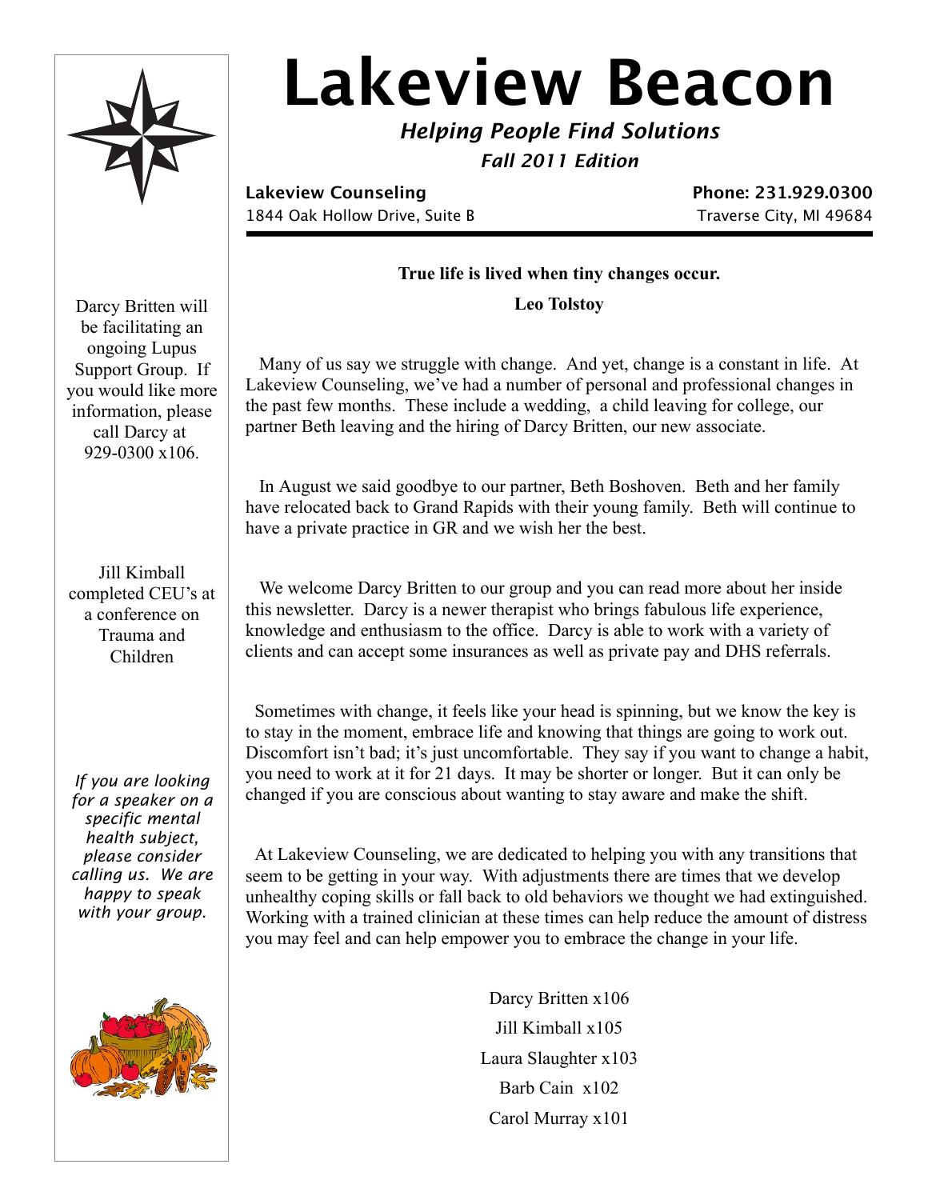# Lakeview Beacon

***Helping People Find Solutions***

***Fall 2011 Edition***

**Lakeview Counseling** | **Phone: 231.929.0300**

1844 Oak Hollow Drive, Suite B | Traverse City, MI 49684

---

**True life is lived when tiny changes occur.**

**Leo Tolstoy**

Many of us say we struggle with change. And yet, change is a constant in life. At Lakeview Counseling, we've had a number of personal and professional changes in the past few months. These include a wedding, a child leaving for college, our partner Beth leaving and the hiring of Darcy Britten, our new associate.

In August we said goodbye to our partner, Beth Boshoven. Beth and her family have relocated back to Grand Rapids with their young family. Beth will continue to have a private practice in GR and we wish her the best.

We welcome Darcy Britten to our group and you can read more about her inside this newsletter. Darcy is a newer therapist who brings fabulous life experience, knowledge and enthusiasm to the office. Darcy is able to work with a variety of clients and can accept some insurances as well as private pay and DHS referrals.

Sometimes with change, it feels like your head is spinning, but we know the key is to stay in the moment, embrace life and knowing that things are going to work out. Discomfort isn't bad; it's just uncomfortable. They say if you want to change a habit, you need to work at it for 21 days. It may be shorter or longer. But it can only be changed if you are conscious about wanting to stay aware and make the shift.

At Lakeview Counseling, we are dedicated to helping you with any transitions that seem to be getting in your way. With adjustments there are times that we develop unhealthy coping skills or fall back to old behaviors we thought we had extinguished. Working with a trained clinician at these times can help reduce the amount of distress you may feel and can help empower you to embrace the change in your life.

Darcy Britten x106

Jill Kimball x105

Laura Slaughter x103

Barb Cain x102

Carol Murray x101

---

Darcy Britten will be facilitating an ongoing Lupus Support Group. If you would like more information, please call Darcy at 929-0300 x106.

Jill Kimball completed CEU's at a conference on Trauma and Children

*If you are looking for a speaker on a specific mental health subject, please consider calling us. We are happy to speak with your group.*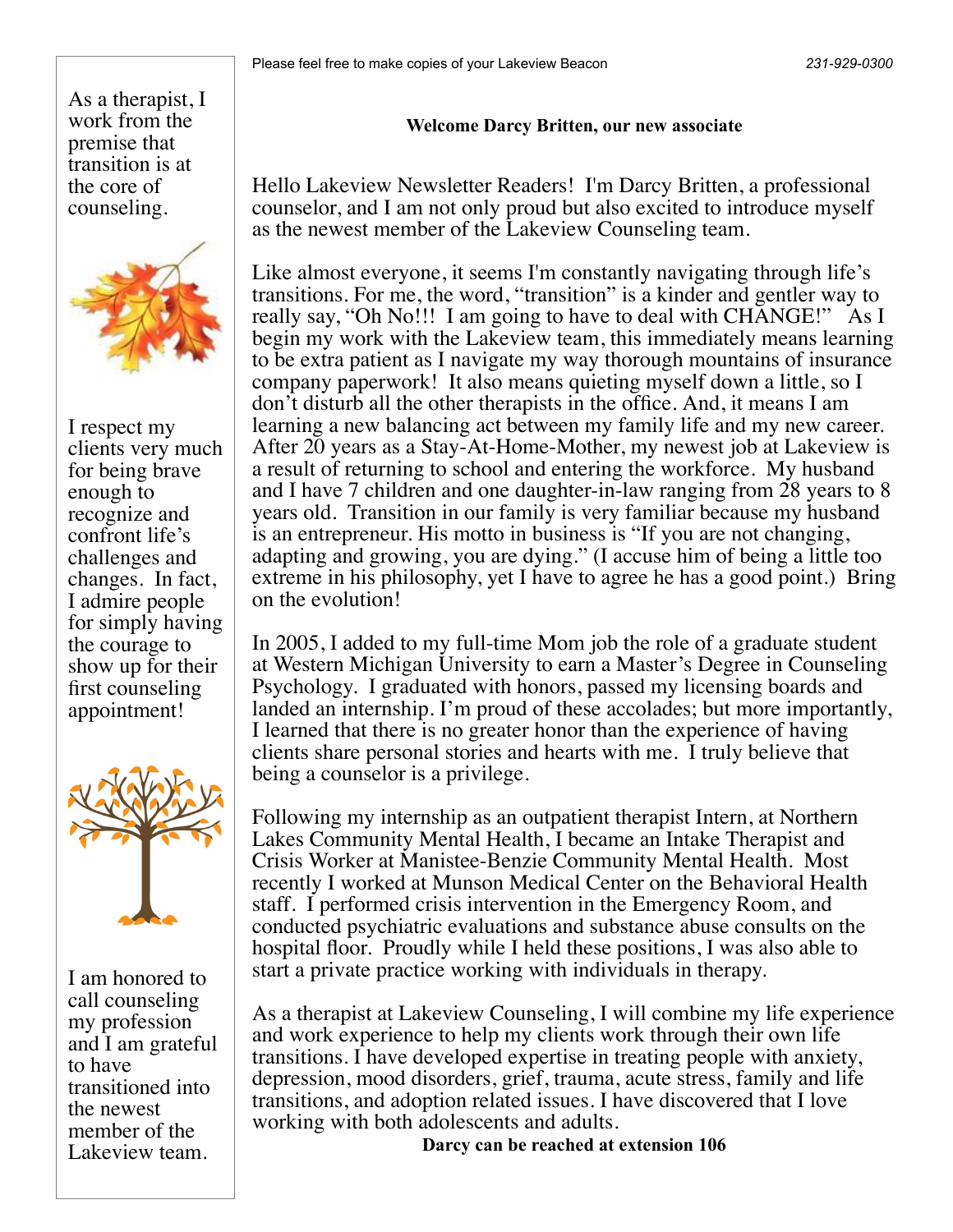## Welcome Darcy Britten, our new associate

Hello Lakeview Newsletter Readers! I'm Darcy Britten, a professional counselor, and I am not only proud but also excited to introduce myself as the newest member of the Lakeview Counseling team.

Like almost everyone, it seems I'm constantly navigating through life's transitions. For me, the word, "transition" is a kinder and gentler way to really say, "Oh No!!! I am going to have to deal with CHANGE!" As I begin my work with the Lakeview team, this immediately means learning to be extra patient as I navigate my way thorough mountains of insurance company paperwork! It also means quieting myself down a little, so I don't disturb all the other therapists in the office. And, it means I am learning a new balancing act between my family life and my new career. After 20 years as a Stay-At-Home-Mother, my newest job at Lakeview is a result of returning to school and entering the workforce. My husband and I have 7 children and one daughter-in-law ranging from 28 years to 8 years old. Transition in our family is very familiar because my husband is an entrepreneur. His motto in business is "If you are not changing, adapting and growing, you are dying." (I accuse him of being a little too extreme in his philosophy, yet I have to agree he has a good point.) Bring on the evolution!

In 2005, I added to my full-time Mom job the role of a graduate student at Western Michigan University to earn a Master's Degree in Counseling Psychology. I graduated with honors, passed my licensing boards and landed an internship. I'm proud of these accolades; but more importantly, I learned that there is no greater honor than the experience of having clients share personal stories and hearts with me. I truly believe that being a counselor is a privilege.

Following my internship as an outpatient therapist Intern, at Northern Lakes Community Mental Health, I became an Intake Therapist and Crisis Worker at Manistee-Benzie Community Mental Health. Most recently I worked at Munson Medical Center on the Behavioral Health staff. I performed crisis intervention in the Emergency Room, and conducted psychiatric evaluations and substance abuse consults on the hospital floor. Proudly while I held these positions, I was also able to start a private practice working with individuals in therapy.

As a therapist at Lakeview Counseling, I will combine my life experience and work experience to help my clients work through their own life transitions. I have developed expertise in treating people with anxiety, depression, mood disorders, grief, trauma, acute stress, family and life transitions, and adoption related issues. I have discovered that I love working with both adolescents and adults.

**Darcy can be reached at extension 106**

As a therapist, I work from the premise that transition is at the core of counseling.

I respect my clients very much for being brave enough to recognize and confront life's challenges and changes. In fact, I admire people for simply having the courage to show up for their first counseling appointment!

I am honored to call counseling my profession and I am grateful to have transitioned into the newest member of the Lakeview team.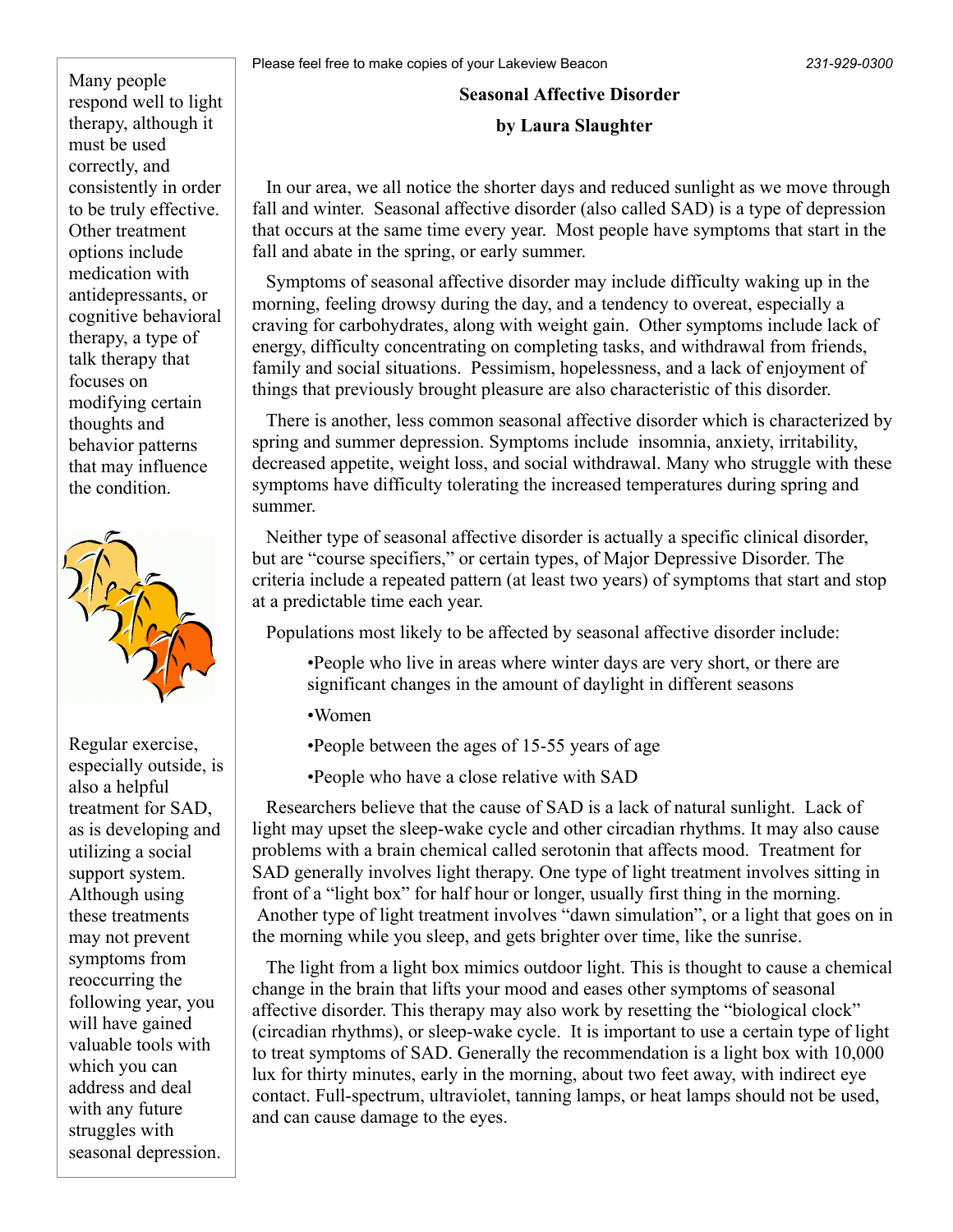## Seasonal Affective Disorder

**by Laura Slaughter**

In our area, we all notice the shorter days and reduced sunlight as we move through fall and winter. Seasonal affective disorder (also called SAD) is a type of depression that occurs at the same time every year. Most people have symptoms that start in the fall and abate in the spring, or early summer.

Symptoms of seasonal affective disorder may include difficulty waking up in the morning, feeling drowsy during the day, and a tendency to overeat, especially a craving for carbohydrates, along with weight gain. Other symptoms include lack of energy, difficulty concentrating on completing tasks, and withdrawal from friends, family and social situations. Pessimism, hopelessness, and a lack of enjoyment of things that previously brought pleasure are also characteristic of this disorder.

There is another, less common seasonal affective disorder which is characterized by spring and summer depression. Symptoms include insomnia, anxiety, irritability, decreased appetite, weight loss, and social withdrawal. Many who struggle with these symptoms have difficulty tolerating the increased temperatures during spring and summer.

Neither type of seasonal affective disorder is actually a specific clinical disorder, but are "course specifiers," or certain types, of Major Depressive Disorder. The criteria include a repeated pattern (at least two years) of symptoms that start and stop at a predictable time each year.

Populations most likely to be affected by seasonal affective disorder include:

- People who live in areas where winter days are very short, or there are significant changes in the amount of daylight in different seasons
- Women
- People between the ages of 15-55 years of age
- People who have a close relative with SAD

Researchers believe that the cause of SAD is a lack of natural sunlight. Lack of light may upset the sleep-wake cycle and other circadian rhythms. It may also cause problems with a brain chemical called serotonin that affects mood. Treatment for SAD generally involves light therapy. One type of light treatment involves sitting in front of a "light box" for half hour or longer, usually first thing in the morning. Another type of light treatment involves "dawn simulation", or a light that goes on in the morning while you sleep, and gets brighter over time, like the sunrise.

The light from a light box mimics outdoor light. This is thought to cause a chemical change in the brain that lifts your mood and eases other symptoms of seasonal affective disorder. This therapy may also work by resetting the "biological clock" (circadian rhythms), or sleep-wake cycle. It is important to use a certain type of light to treat symptoms of SAD. Generally the recommendation is a light box with 10,000 lux for thirty minutes, early in the morning, about two feet away, with indirect eye contact. Full-spectrum, ultraviolet, tanning lamps, or heat lamps should not be used, and can cause damage to the eyes.

Many people respond well to light therapy, although it must be used correctly, and consistently in order to be truly effective. Other treatment options include medication with antidepressants, or cognitive behavioral therapy, a type of talk therapy that focuses on modifying certain thoughts and behavior patterns that may influence the condition.

Regular exercise, especially outside, is also a helpful treatment for SAD, as is developing and utilizing a social support system. Although using these treatments may not prevent symptoms from reoccurring the following year, you will have gained valuable tools with which you can address and deal with any future struggles with seasonal depression.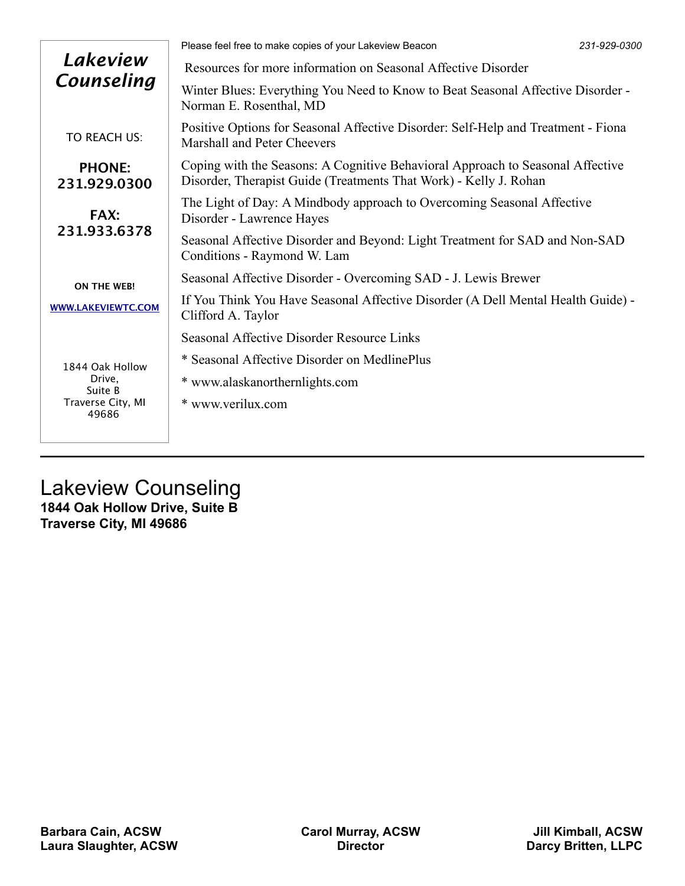Please feel free to make copies of your Lakeview Beacon

231-929-0300

## Lakeview Counseling

TO REACH US:

**PHONE: 231.929.0300**

**FAX: 231.933.6378**

**ON THE WEB!**

[WWW.LAKEVIEWTC.COM](http://WWW.LAKEVIEWTC.COM)

1844 Oak Hollow Drive,
Suite B
Traverse City, MI
49686

Resources for more information on Seasonal Affective Disorder

Winter Blues: Everything You Need to Know to Beat Seasonal Affective Disorder - Norman E. Rosenthal, MD

Positive Options for Seasonal Affective Disorder: Self-Help and Treatment - Fiona Marshall and Peter Cheevers

Coping with the Seasons: A Cognitive Behavioral Approach to Seasonal Affective Disorder, Therapist Guide (Treatments That Work) - Kelly J. Rohan

The Light of Day: A Mindbody approach to Overcoming Seasonal Affective Disorder - Lawrence Hayes

Seasonal Affective Disorder and Beyond: Light Treatment for SAD and Non-SAD Conditions - Raymond W. Lam

Seasonal Affective Disorder - Overcoming SAD - J. Lewis Brewer

If You Think You Have Seasonal Affective Disorder (A Dell Mental Health Guide) - Clifford A. Taylor

Seasonal Affective Disorder Resource Links

* Seasonal Affective Disorder on MedlinePlus
* www.alaskanorthernlights.com
* www.verilux.com

---

# Lakeview Counseling

**1844 Oak Hollow Drive, Suite B**
**Traverse City, MI 49686**

**Barbara Cain, ACSW**
**Laura Slaughter, ACSW**

**Carol Murray, ACSW**
**Director**

**Jill Kimball, ACSW**
**Darcy Britten, LLPC**